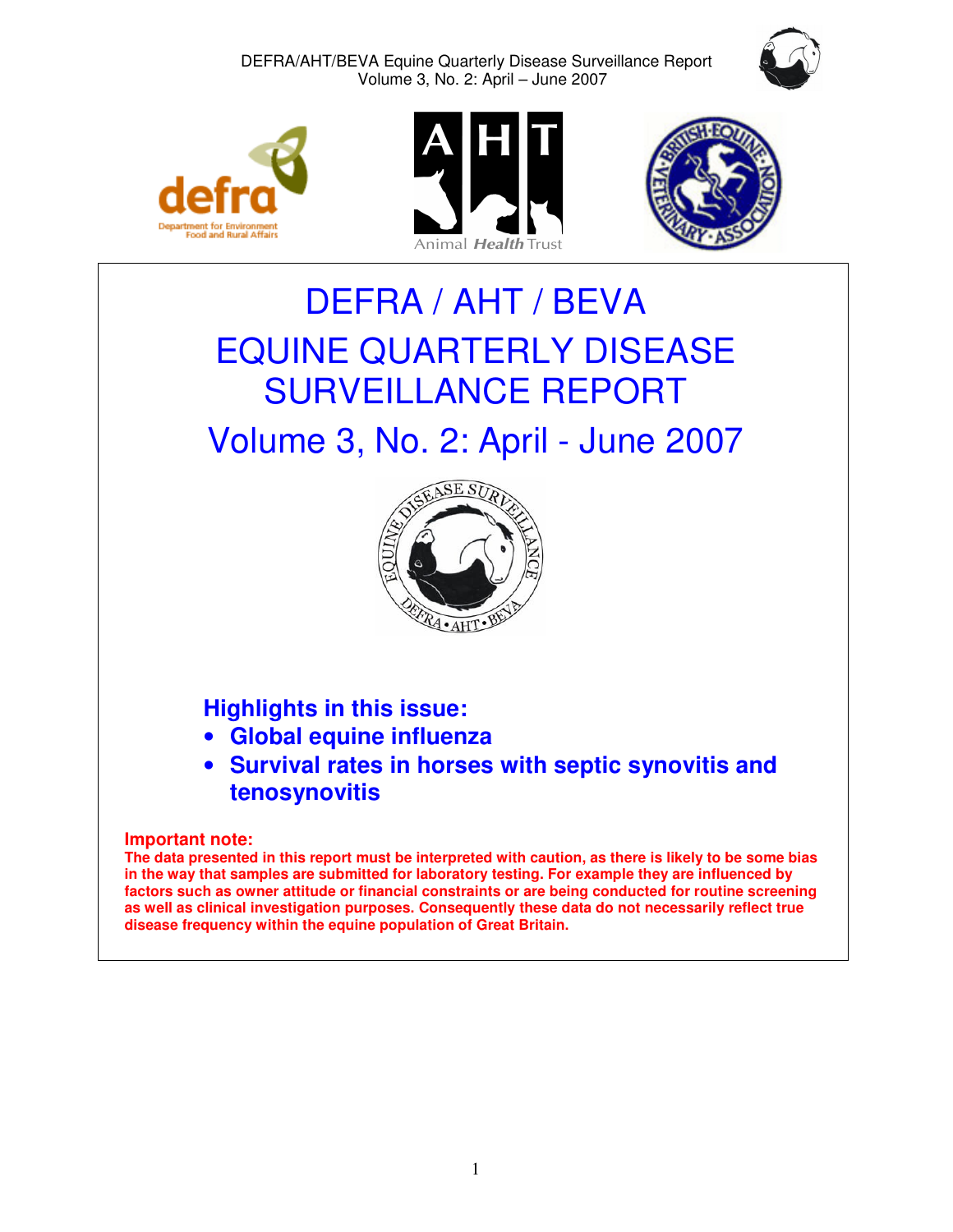# DEFRA / AHT / BEVA

# EQUINE QUARTERLY DISEASE SURVEILLANCE REPORT

# Volume 3, No. 2: April - June 2007

## Highlights in this issue:

- **Global equine influenza**
- **Survival rates in horses with septic synovitis and tenosynovitis**

**Important note:**

**The data presented in this report must be interpreted with caution, as there is likely to be some bias in the way that samples are submitted for laboratory testing. For example they are influenced by factors such as owner attitude or financial constraints or are being conducted for routine screening as well as clinical investigation purposes. Consequently these data do not necessarily reflect true disease frequency within the equine population of Great Britain.**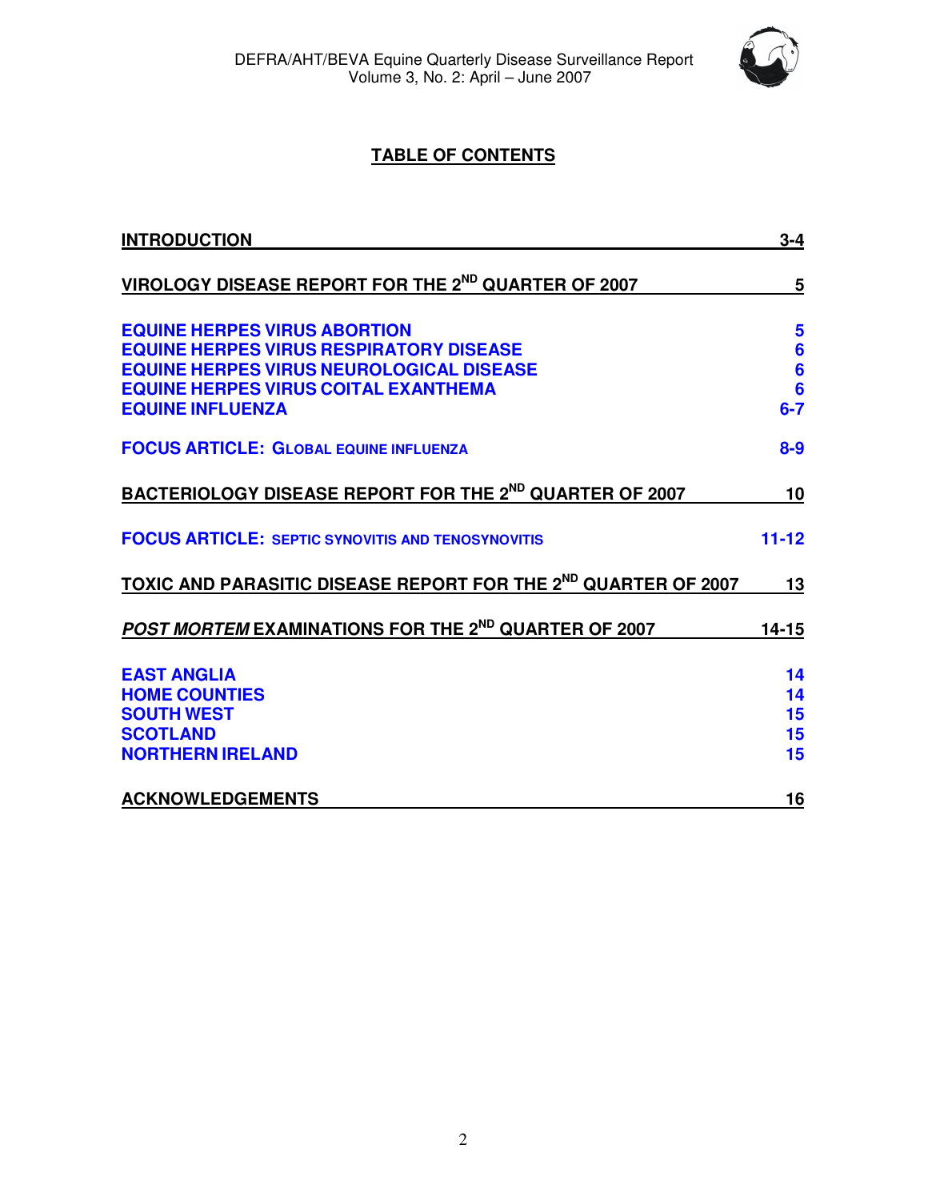# TABLE OF CONTENTS

| | |
|---|---|
| **INTRODUCTION** | **3-4** |
| **VIROLOGY DISEASE REPORT FOR THE 2ND QUARTER OF 2007** | **5** |
| **EQUINE HERPES VIRUS ABORTION** | **5** |
| **EQUINE HERPES VIRUS RESPIRATORY DISEASE** | **6** |
| **EQUINE HERPES VIRUS NEUROLOGICAL DISEASE** | **6** |
| **EQUINE HERPES VIRUS COITAL EXANTHEMA** | **6** |
| **EQUINE INFLUENZA** | **6-7** |
| **FOCUS ARTICLE: GLOBAL EQUINE INFLUENZA** | **8-9** |
| **BACTERIOLOGY DISEASE REPORT FOR THE 2ND QUARTER OF 2007** | **10** |
| **FOCUS ARTICLE: SEPTIC SYNOVITIS AND TENOSYNOVITIS** | **11-12** |
| **TOXIC AND PARASITIC DISEASE REPORT FOR THE 2ND QUARTER OF 2007** | **13** |
| ***POST MORTEM* EXAMINATIONS FOR THE 2ND QUARTER OF 2007** | **14-15** |
| **EAST ANGLIA** | **14** |
| **HOME COUNTIES** | **14** |
| **SOUTH WEST** | **15** |
| **SCOTLAND** | **15** |
| **NORTHERN IRELAND** | **15** |
| **ACKNOWLEDGEMENTS** | **16** |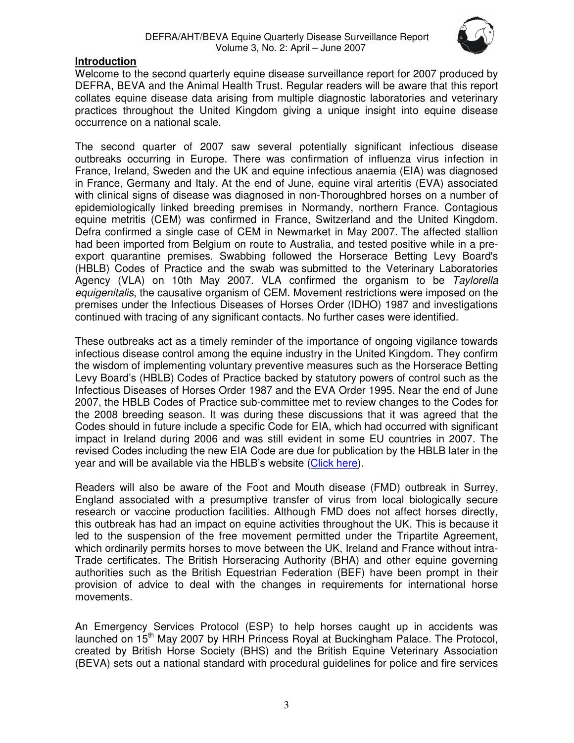## Introduction

Welcome to the second quarterly equine disease surveillance report for 2007 produced by DEFRA, BEVA and the Animal Health Trust. Regular readers will be aware that this report collates equine disease data arising from multiple diagnostic laboratories and veterinary practices throughout the United Kingdom giving a unique insight into equine disease occurrence on a national scale.

The second quarter of 2007 saw several potentially significant infectious disease outbreaks occurring in Europe. There was confirmation of influenza virus infection in France, Ireland, Sweden and the UK and equine infectious anaemia (EIA) was diagnosed in France, Germany and Italy. At the end of June, equine viral arteritis (EVA) associated with clinical signs of disease was diagnosed in non-Thoroughbred horses on a number of epidemiologically linked breeding premises in Normandy, northern France. Contagious equine metritis (CEM) was confirmed in France, Switzerland and the United Kingdom. Defra confirmed a single case of CEM in Newmarket in May 2007. The affected stallion had been imported from Belgium on route to Australia, and tested positive while in a pre-export quarantine premises. Swabbing followed the Horserace Betting Levy Board's (HBLB) Codes of Practice and the swab was submitted to the Veterinary Laboratories Agency (VLA) on 10th May 2007. VLA confirmed the organism to be *Taylorella equigenitalis*, the causative organism of CEM. Movement restrictions were imposed on the premises under the Infectious Diseases of Horses Order (IDHO) 1987 and investigations continued with tracing of any significant contacts. No further cases were identified.

These outbreaks act as a timely reminder of the importance of ongoing vigilance towards infectious disease control among the equine industry in the United Kingdom. They confirm the wisdom of implementing voluntary preventive measures such as the Horserace Betting Levy Board's (HBLB) Codes of Practice backed by statutory powers of control such as the Infectious Diseases of Horses Order 1987 and the EVA Order 1995. Near the end of June 2007, the HBLB Codes of Practice sub-committee met to review changes to the Codes for the 2008 breeding season. It was during these discussions that it was agreed that the Codes should in future include a specific Code for EIA, which had occurred with significant impact in Ireland during 2006 and was still evident in some EU countries in 2007. The revised Codes including the new EIA Code are due for publication by the HBLB later in the year and will be available via the HBLB's website (Click here).

Readers will also be aware of the Foot and Mouth disease (FMD) outbreak in Surrey, England associated with a presumptive transfer of virus from local biologically secure research or vaccine production facilities. Although FMD does not affect horses directly, this outbreak has had an impact on equine activities throughout the UK. This is because it led to the suspension of the free movement permitted under the Tripartite Agreement, which ordinarily permits horses to move between the UK, Ireland and France without intra-Trade certificates. The British Horseracing Authority (BHA) and other equine governing authorities such as the British Equestrian Federation (BEF) have been prompt in their provision of advice to deal with the changes in requirements for international horse movements.

An Emergency Services Protocol (ESP) to help horses caught up in accidents was launched on 15th May 2007 by HRH Princess Royal at Buckingham Palace. The Protocol, created by British Horse Society (BHS) and the British Equine Veterinary Association (BEVA) sets out a national standard with procedural guidelines for police and fire services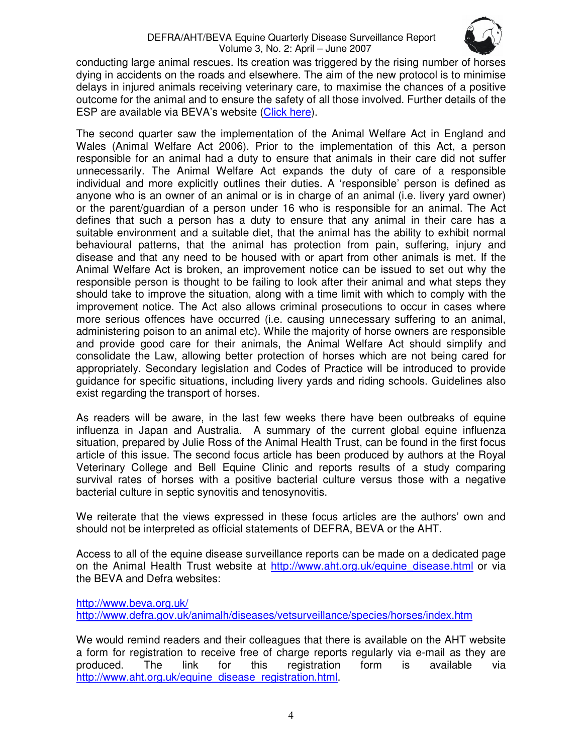conducting large animal rescues. Its creation was triggered by the rising number of horses dying in accidents on the roads and elsewhere. The aim of the new protocol is to minimise delays in injured animals receiving veterinary care, to maximise the chances of a positive outcome for the animal and to ensure the safety of all those involved. Further details of the ESP are available via BEVA's website (Click here).

The second quarter saw the implementation of the Animal Welfare Act in England and Wales (Animal Welfare Act 2006). Prior to the implementation of this Act, a person responsible for an animal had a duty to ensure that animals in their care did not suffer unnecessarily. The Animal Welfare Act expands the duty of care of a responsible individual and more explicitly outlines their duties. A 'responsible' person is defined as anyone who is an owner of an animal or is in charge of an animal (i.e. livery yard owner) or the parent/guardian of a person under 16 who is responsible for an animal. The Act defines that such a person has a duty to ensure that any animal in their care has a suitable environment and a suitable diet, that the animal has the ability to exhibit normal behavioural patterns, that the animal has protection from pain, suffering, injury and disease and that any need to be housed with or apart from other animals is met. If the Animal Welfare Act is broken, an improvement notice can be issued to set out why the responsible person is thought to be failing to look after their animal and what steps they should take to improve the situation, along with a time limit with which to comply with the improvement notice. The Act also allows criminal prosecutions to occur in cases where more serious offences have occurred (i.e. causing unnecessary suffering to an animal, administering poison to an animal etc). While the majority of horse owners are responsible and provide good care for their animals, the Animal Welfare Act should simplify and consolidate the Law, allowing better protection of horses which are not being cared for appropriately. Secondary legislation and Codes of Practice will be introduced to provide guidance for specific situations, including livery yards and riding schools. Guidelines also exist regarding the transport of horses.

As readers will be aware, in the last few weeks there have been outbreaks of equine influenza in Japan and Australia. A summary of the current global equine influenza situation, prepared by Julie Ross of the Animal Health Trust, can be found in the first focus article of this issue. The second focus article has been produced by authors at the Royal Veterinary College and Bell Equine Clinic and reports results of a study comparing survival rates of horses with a positive bacterial culture versus those with a negative bacterial culture in septic synovitis and tenosynovitis.

We reiterate that the views expressed in these focus articles are the authors' own and should not be interpreted as official statements of DEFRA, BEVA or the AHT.

Access to all of the equine disease surveillance reports can be made on a dedicated page on the Animal Health Trust website at http://www.aht.org.uk/equine_disease.html or via the BEVA and Defra websites:

http://www.beva.org.uk/
http://www.defra.gov.uk/animalh/diseases/vetsurveillance/species/horses/index.htm

We would remind readers and their colleagues that there is available on the AHT website a form for registration to receive free of charge reports regularly via e-mail as they are produced. The link for this registration form is available via http://www.aht.org.uk/equine_disease_registration.html.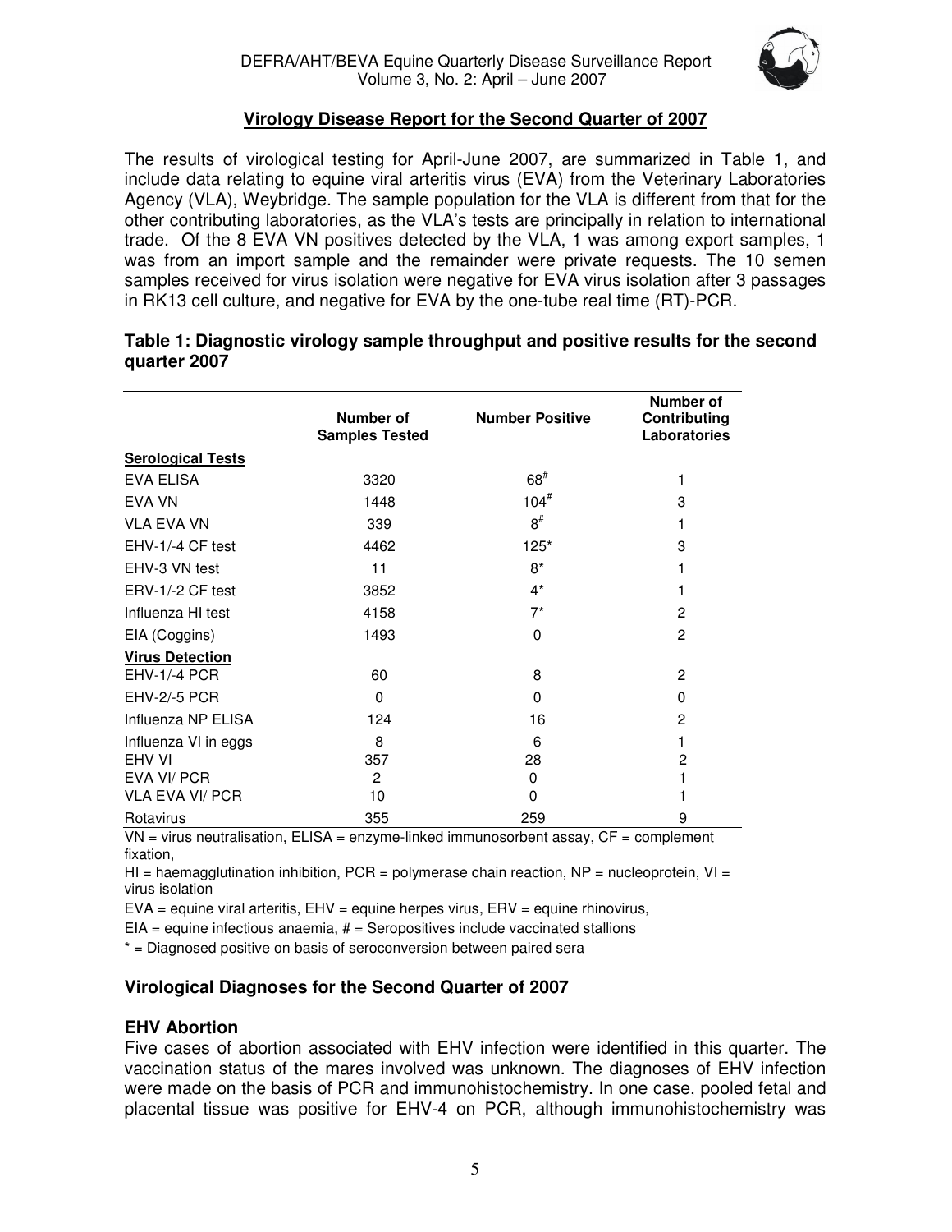## Virology Disease Report for the Second Quarter of 2007

The results of virological testing for April-June 2007, are summarized in Table 1, and include data relating to equine viral arteritis virus (EVA) from the Veterinary Laboratories Agency (VLA), Weybridge. The sample population for the VLA is different from that for the other contributing laboratories, as the VLA's tests are principally in relation to international trade. Of the 8 EVA VN positives detected by the VLA, 1 was among export samples, 1 was from an import sample and the remainder were private requests. The 10 semen samples received for virus isolation were negative for EVA virus isolation after 3 passages in RK13 cell culture, and negative for EVA by the one-tube real time (RT)-PCR.

**Table 1: Diagnostic virology sample throughput and positive results for the second quarter 2007**

| | Number of Samples Tested | Number Positive | Number of Contributing Laboratories |
|---|---|---|---|
| **Serological Tests** | | | |
| EVA ELISA | 3320 | 68# | 1 |
| EVA VN | 1448 | 104# | 3 |
| VLA EVA VN | 339 | 8# | 1 |
| EHV-1/-4 CF test | 4462 | 125* | 3 |
| EHV-3 VN test | 11 | 8* | 1 |
| ERV-1/-2 CF test | 3852 | 4* | 1 |
| Influenza HI test | 4158 | 7* | 2 |
| EIA (Coggins) | 1493 | 0 | 2 |
| **Virus Detection** | | | |
| EHV-1/-4 PCR | 60 | 8 | 2 |
| EHV-2/-5 PCR | 0 | 0 | 0 |
| Influenza NP ELISA | 124 | 16 | 2 |
| Influenza VI in eggs | 8 | 6 | 1 |
| EHV VI | 357 | 28 | 2 |
| EVA VI/ PCR | 2 | 0 | 1 |
| VLA EVA VI/ PCR | 10 | 0 | 1 |
| Rotavirus | 355 | 259 | 9 |

VN = virus neutralisation, ELISA = enzyme-linked immunosorbent assay, CF = complement fixation,
HI = haemagglutination inhibition, PCR = polymerase chain reaction, NP = nucleoprotein, VI = virus isolation
EVA = equine viral arteritis, EHV = equine herpes virus, ERV = equine rhinovirus,
EIA = equine infectious anaemia, # = Seropositives include vaccinated stallions
* = Diagnosed positive on basis of seroconversion between paired sera

### Virological Diagnoses for the Second Quarter of 2007

### EHV Abortion

Five cases of abortion associated with EHV infection were identified in this quarter. The vaccination status of the mares involved was unknown. The diagnoses of EHV infection were made on the basis of PCR and immunohistochemistry. In one case, pooled fetal and placental tissue was positive for EHV-4 on PCR, although immunohistochemistry was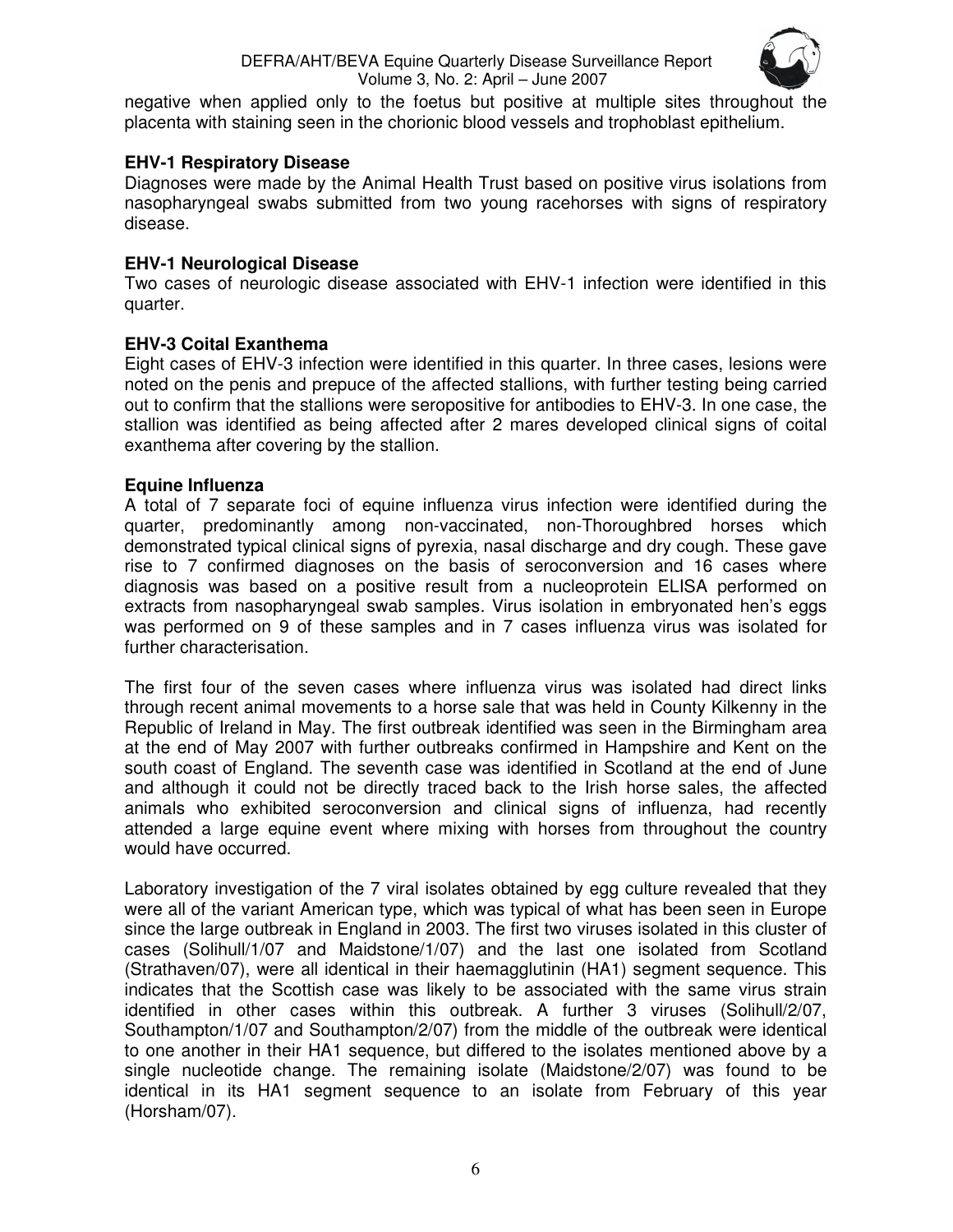negative when applied only to the foetus but positive at multiple sites throughout the placenta with staining seen in the chorionic blood vessels and trophoblast epithelium.

### EHV-1 Respiratory Disease

Diagnoses were made by the Animal Health Trust based on positive virus isolations from nasopharyngeal swabs submitted from two young racehorses with signs of respiratory disease.

### EHV-1 Neurological Disease

Two cases of neurologic disease associated with EHV-1 infection were identified in this quarter.

### EHV-3 Coital Exanthema

Eight cases of EHV-3 infection were identified in this quarter. In three cases, lesions were noted on the penis and prepuce of the affected stallions, with further testing being carried out to confirm that the stallions were seropositive for antibodies to EHV-3. In one case, the stallion was identified as being affected after 2 mares developed clinical signs of coital exanthema after covering by the stallion.

### Equine Influenza

A total of 7 separate foci of equine influenza virus infection were identified during the quarter, predominantly among non-vaccinated, non-Thoroughbred horses which demonstrated typical clinical signs of pyrexia, nasal discharge and dry cough. These gave rise to 7 confirmed diagnoses on the basis of seroconversion and 16 cases where diagnosis was based on a positive result from a nucleoprotein ELISA performed on extracts from nasopharyngeal swab samples. Virus isolation in embryonated hen's eggs was performed on 9 of these samples and in 7 cases influenza virus was isolated for further characterisation.

The first four of the seven cases where influenza virus was isolated had direct links through recent animal movements to a horse sale that was held in County Kilkenny in the Republic of Ireland in May. The first outbreak identified was seen in the Birmingham area at the end of May 2007 with further outbreaks confirmed in Hampshire and Kent on the south coast of England. The seventh case was identified in Scotland at the end of June and although it could not be directly traced back to the Irish horse sales, the affected animals who exhibited seroconversion and clinical signs of influenza, had recently attended a large equine event where mixing with horses from throughout the country would have occurred.

Laboratory investigation of the 7 viral isolates obtained by egg culture revealed that they were all of the variant American type, which was typical of what has been seen in Europe since the large outbreak in England in 2003. The first two viruses isolated in this cluster of cases (Solihull/1/07 and Maidstone/1/07) and the last one isolated from Scotland (Strathaven/07), were all identical in their haemagglutinin (HA1) segment sequence. This indicates that the Scottish case was likely to be associated with the same virus strain identified in other cases within this outbreak. A further 3 viruses (Solihull/2/07, Southampton/1/07 and Southampton/2/07) from the middle of the outbreak were identical to one another in their HA1 sequence, but differed to the isolates mentioned above by a single nucleotide change. The remaining isolate (Maidstone/2/07) was found to be identical in its HA1 segment sequence to an isolate from February of this year (Horsham/07).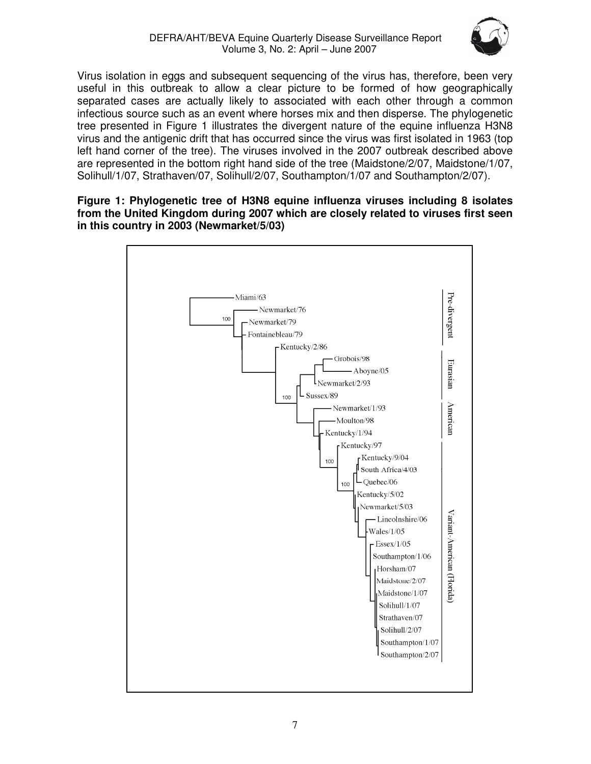Virus isolation in eggs and subsequent sequencing of the virus has, therefore, been very useful in this outbreak to allow a clear picture to be formed of how geographically separated cases are actually likely to associated with each other through a common infectious source such as an event where horses mix and then disperse. The phylogenetic tree presented in Figure 1 illustrates the divergent nature of the equine influenza H3N8 virus and the antigenic drift that has occurred since the virus was first isolated in 1963 (top left hand corner of the tree). The viruses involved in the 2007 outbreak described above are represented in the bottom right hand side of the tree (Maidstone/2/07, Maidstone/1/07, Solihull/1/07, Strathaven/07, Solihull/2/07, Southampton/1/07 and Southampton/2/07).

**Figure 1: Phylogenetic tree of H3N8 equine influenza viruses including 8 isolates from the United Kingdom during 2007 which are closely related to viruses first seen in this country in 2003 (Newmarket/5/03)**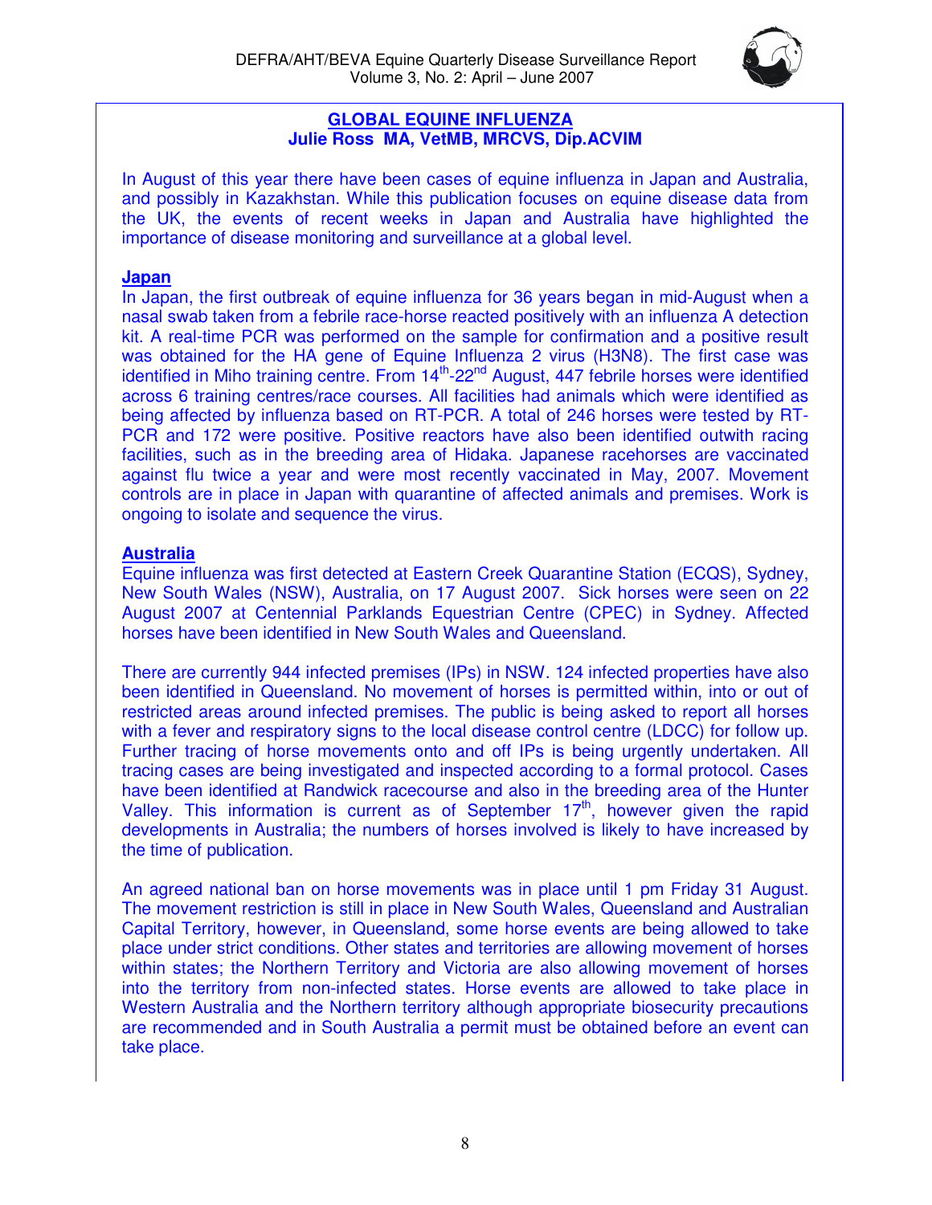## GLOBAL EQUINE INFLUENZA

**Julie Ross MA, VetMB, MRCVS, Dip.ACVIM**

In August of this year there have been cases of equine influenza in Japan and Australia, and possibly in Kazakhstan. While this publication focuses on equine disease data from the UK, the events of recent weeks in Japan and Australia have highlighted the importance of disease monitoring and surveillance at a global level.

### Japan

In Japan, the first outbreak of equine influenza for 36 years began in mid-August when a nasal swab taken from a febrile race-horse reacted positively with an influenza A detection kit. A real-time PCR was performed on the sample for confirmation and a positive result was obtained for the HA gene of Equine Influenza 2 virus (H3N8). The first case was identified in Miho training centre. From 14th-22nd August, 447 febrile horses were identified across 6 training centres/race courses. All facilities had animals which were identified as being affected by influenza based on RT-PCR. A total of 246 horses were tested by RT-PCR and 172 were positive. Positive reactors have also been identified outwith racing facilities, such as in the breeding area of Hidaka. Japanese racehorses are vaccinated against flu twice a year and were most recently vaccinated in May, 2007. Movement controls are in place in Japan with quarantine of affected animals and premises. Work is ongoing to isolate and sequence the virus.

### Australia

Equine influenza was first detected at Eastern Creek Quarantine Station (ECQS), Sydney, New South Wales (NSW), Australia, on 17 August 2007. Sick horses were seen on 22 August 2007 at Centennial Parklands Equestrian Centre (CPEC) in Sydney. Affected horses have been identified in New South Wales and Queensland.

There are currently 944 infected premises (IPs) in NSW. 124 infected properties have also been identified in Queensland. No movement of horses is permitted within, into or out of restricted areas around infected premises. The public is being asked to report all horses with a fever and respiratory signs to the local disease control centre (LDCC) for follow up. Further tracing of horse movements onto and off IPs is being urgently undertaken. All tracing cases are being investigated and inspected according to a formal protocol. Cases have been identified at Randwick racecourse and also in the breeding area of the Hunter Valley. This information is current as of September 17th, however given the rapid developments in Australia; the numbers of horses involved is likely to have increased by the time of publication.

An agreed national ban on horse movements was in place until 1 pm Friday 31 August. The movement restriction is still in place in New South Wales, Queensland and Australian Capital Territory, however, in Queensland, some horse events are being allowed to take place under strict conditions. Other states and territories are allowing movement of horses within states; the Northern Territory and Victoria are also allowing movement of horses into the territory from non-infected states. Horse events are allowed to take place in Western Australia and the Northern territory although appropriate biosecurity precautions are recommended and in South Australia a permit must be obtained before an event can take place.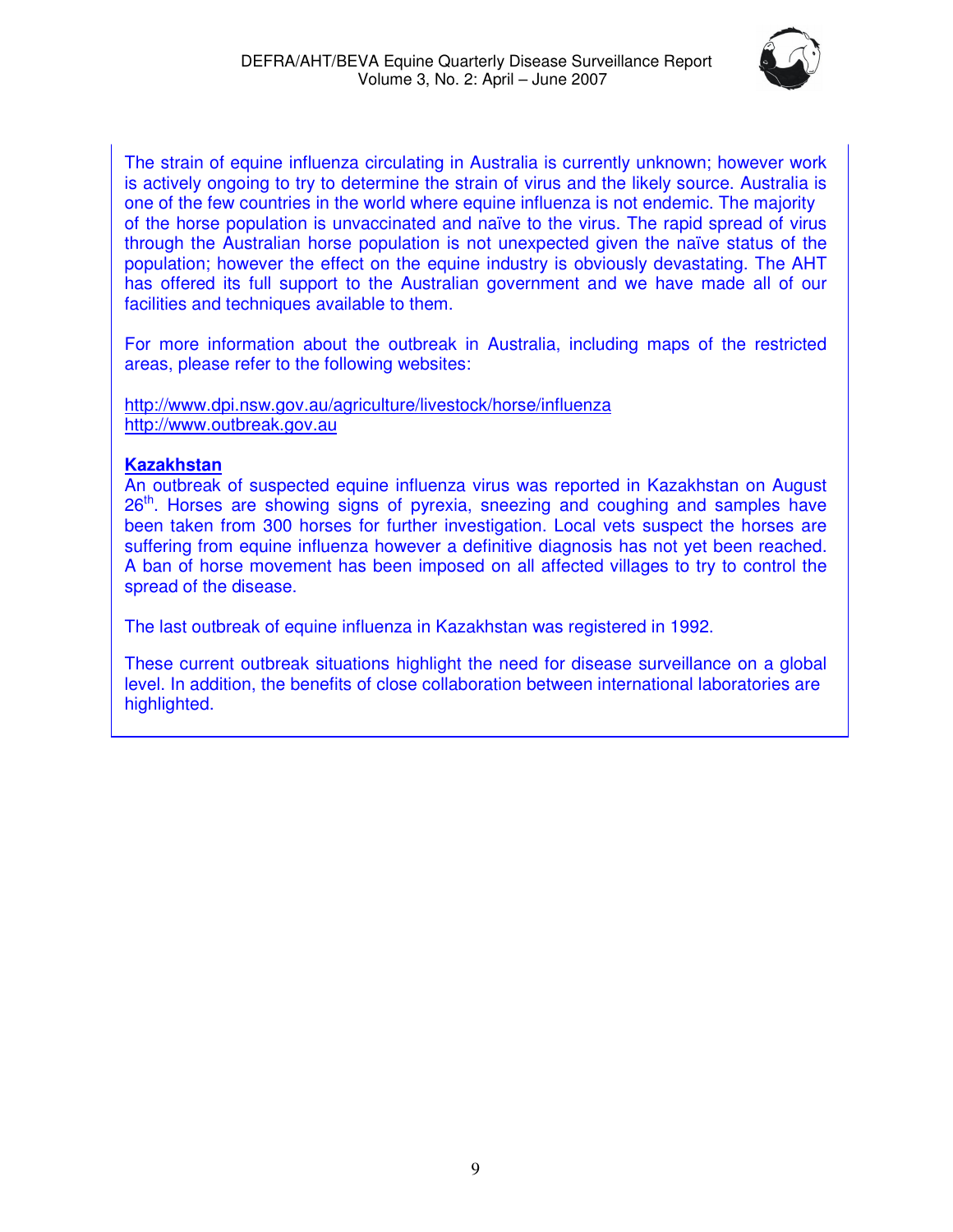The strain of equine influenza circulating in Australia is currently unknown; however work is actively ongoing to try to determine the strain of virus and the likely source. Australia is one of the few countries in the world where equine influenza is not endemic. The majority of the horse population is unvaccinated and naïve to the virus. The rapid spread of virus through the Australian horse population is not unexpected given the naïve status of the population; however the effect on the equine industry is obviously devastating. The AHT has offered its full support to the Australian government and we have made all of our facilities and techniques available to them.

For more information about the outbreak in Australia, including maps of the restricted areas, please refer to the following websites:

http://www.dpi.nsw.gov.au/agriculture/livestock/horse/influenza
http://www.outbreak.gov.au

**Kazakhstan**

An outbreak of suspected equine influenza virus was reported in Kazakhstan on August 26th. Horses are showing signs of pyrexia, sneezing and coughing and samples have been taken from 300 horses for further investigation. Local vets suspect the horses are suffering from equine influenza however a definitive diagnosis has not yet been reached. A ban of horse movement has been imposed on all affected villages to try to control the spread of the disease.

The last outbreak of equine influenza in Kazakhstan was registered in 1992.

These current outbreak situations highlight the need for disease surveillance on a global level. In addition, the benefits of close collaboration between international laboratories are highlighted.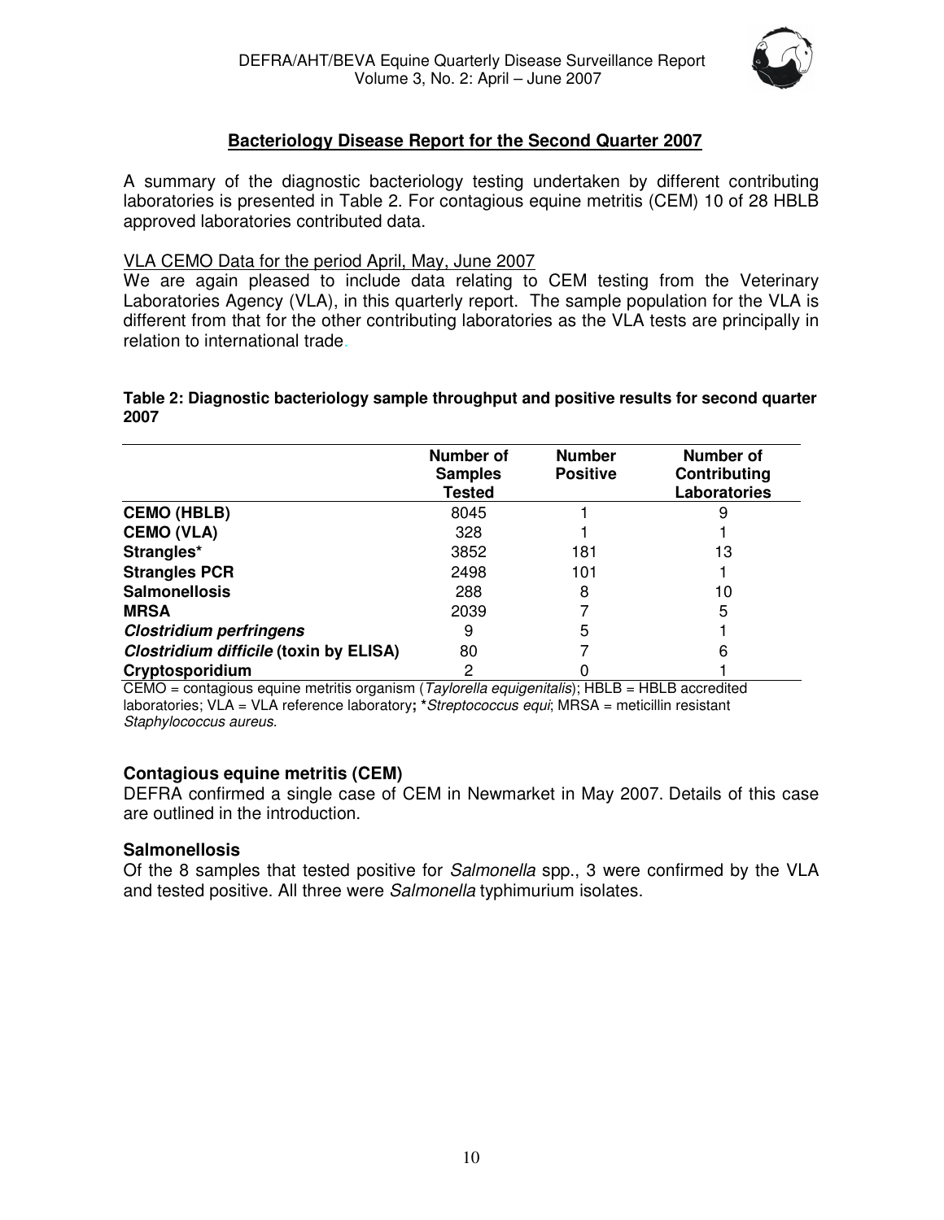## Bacteriology Disease Report for the Second Quarter 2007

A summary of the diagnostic bacteriology testing undertaken by different contributing laboratories is presented in Table 2. For contagious equine metritis (CEM) 10 of 28 HBLB approved laboratories contributed data.

VLA CEMO Data for the period April, May, June 2007

We are again pleased to include data relating to CEM testing from the Veterinary Laboratories Agency (VLA), in this quarterly report. The sample population for the VLA is different from that for the other contributing laboratories as the VLA tests are principally in relation to international trade.

**Table 2: Diagnostic bacteriology sample throughput and positive results for second quarter 2007**

| | Number of Samples Tested | Number Positive | Number of Contributing Laboratories |
|---|---|---|---|
| **CEMO (HBLB)** | 8045 | 1 | 9 |
| **CEMO (VLA)** | 328 | 1 | 1 |
| **Strangles*** | 3852 | 181 | 13 |
| **Strangles PCR** | 2498 | 101 | 1 |
| **Salmonellosis** | 288 | 8 | 10 |
| **MRSA** | 2039 | 7 | 5 |
| ***Clostridium perfringens*** | 9 | 5 | 1 |
| ***Clostridium difficile* (toxin by ELISA)** | 80 | 7 | 6 |
| **Cryptosporidium** | 2 | 0 | 1 |

CEMO = contagious equine metritis organism (*Taylorella equigenitalis*); HBLB = HBLB accredited laboratories; VLA = VLA reference laboratory; \**Streptococcus equi*; MRSA = meticillin resistant *Staphylococcus aureus*.

### Contagious equine metritis (CEM)

DEFRA confirmed a single case of CEM in Newmarket in May 2007. Details of this case are outlined in the introduction.

### Salmonellosis

Of the 8 samples that tested positive for *Salmonella* spp., 3 were confirmed by the VLA and tested positive. All three were *Salmonella* typhimurium isolates.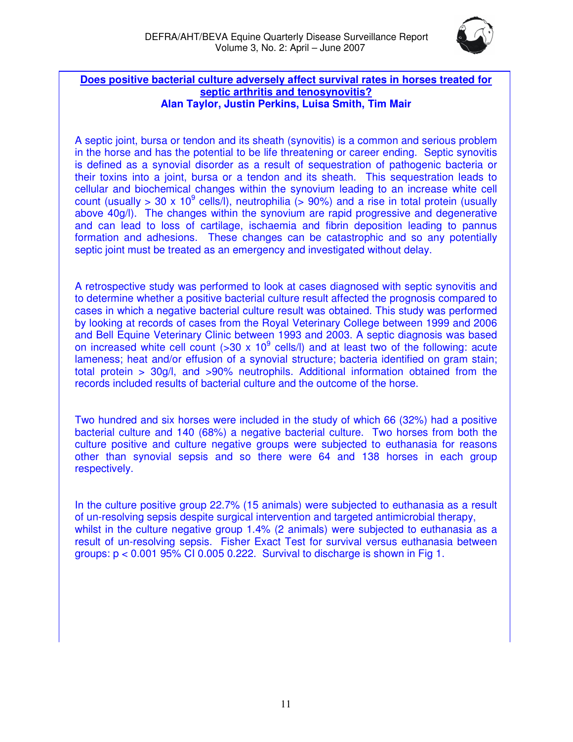## Does positive bacterial culture adversely affect survival rates in horses treated for septic arthritis and tenosynovitis?

**Alan Taylor, Justin Perkins, Luisa Smith, Tim Mair**

A septic joint, bursa or tendon and its sheath (synovitis) is a common and serious problem in the horse and has the potential to be life threatening or career ending. Septic synovitis is defined as a synovial disorder as a result of sequestration of pathogenic bacteria or their toxins into a joint, bursa or a tendon and its sheath. This sequestration leads to cellular and biochemical changes within the synovium leading to an increase white cell count (usually > 30 x $10^9$ cells/l), neutrophilia (> 90%) and a rise in total protein (usually above 40g/l). The changes within the synovium are rapid progressive and degenerative and can lead to loss of cartilage, ischaemia and fibrin deposition leading to pannus formation and adhesions. These changes can be catastrophic and so any potentially septic joint must be treated as an emergency and investigated without delay.

A retrospective study was performed to look at cases diagnosed with septic synovitis and to determine whether a positive bacterial culture result affected the prognosis compared to cases in which a negative bacterial culture result was obtained. This study was performed by looking at records of cases from the Royal Veterinary College between 1999 and 2006 and Bell Equine Veterinary Clinic between 1993 and 2003. A septic diagnosis was based on increased white cell count (>30 x $10^9$ cells/l) and at least two of the following: acute lameness; heat and/or effusion of a synovial structure; bacteria identified on gram stain; total protein > 30g/l, and >90% neutrophils. Additional information obtained from the records included results of bacterial culture and the outcome of the horse.

Two hundred and six horses were included in the study of which 66 (32%) had a positive bacterial culture and 140 (68%) a negative bacterial culture. Two horses from both the culture positive and culture negative groups were subjected to euthanasia for reasons other than synovial sepsis and so there were 64 and 138 horses in each group respectively.

In the culture positive group 22.7% (15 animals) were subjected to euthanasia as a result of un-resolving sepsis despite surgical intervention and targeted antimicrobial therapy, whilst in the culture negative group 1.4% (2 animals) were subjected to euthanasia as a result of un-resolving sepsis. Fisher Exact Test for survival versus euthanasia between groups: $p < 0.001$ 95% CI 0.005 0.222. Survival to discharge is shown in Fig 1.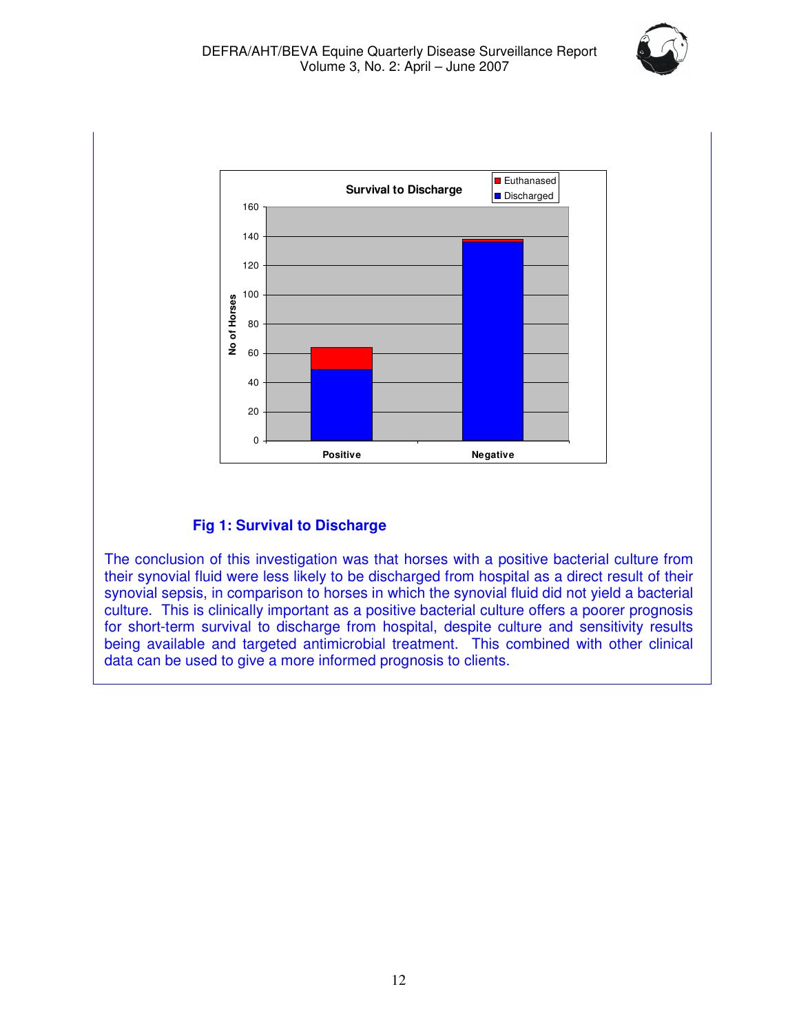Fig 1: Survival to Discharge

The conclusion of this investigation was that horses with a positive bacterial culture from their synovial fluid were less likely to be discharged from hospital as a direct result of their synovial sepsis, in comparison to horses in which the synovial fluid did not yield a bacterial culture. This is clinically important as a positive bacterial culture offers a poorer prognosis for short-term survival to discharge from hospital, despite culture and sensitivity results being available and targeted antimicrobial treatment. This combined with other clinical data can be used to give a more informed prognosis to clients.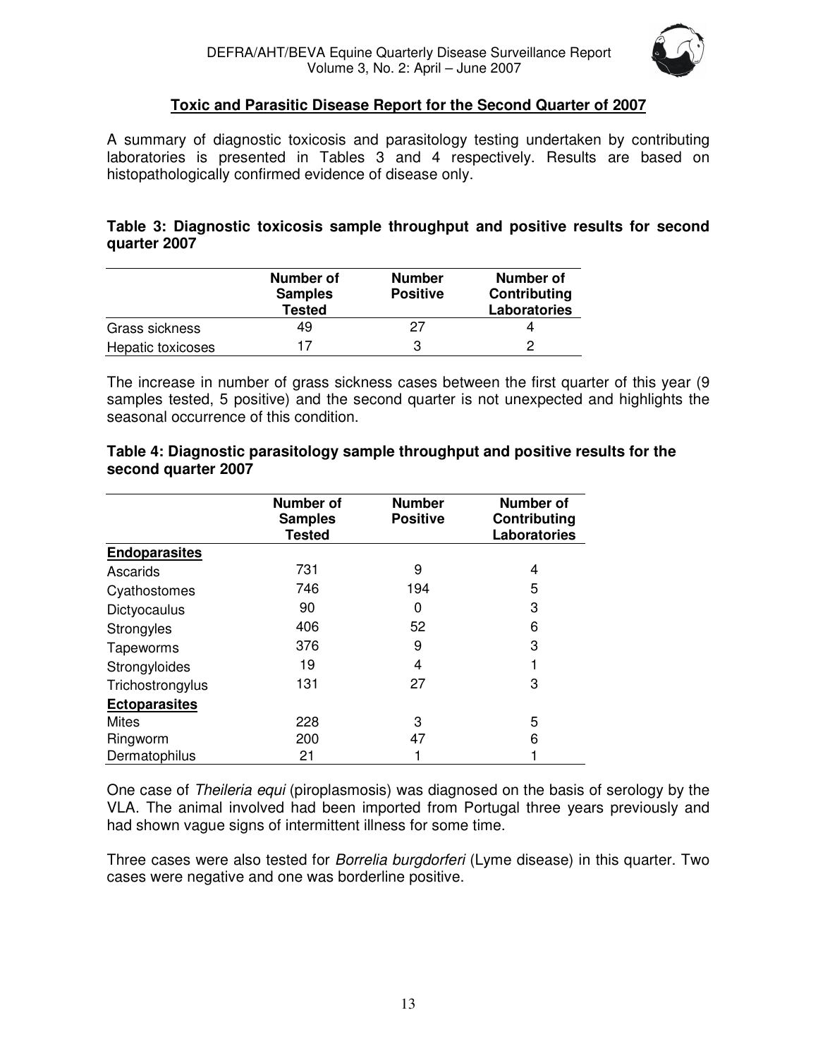## Toxic and Parasitic Disease Report for the Second Quarter of 2007

A summary of diagnostic toxicosis and parasitology testing undertaken by contributing laboratories is presented in Tables 3 and 4 respectively. Results are based on histopathologically confirmed evidence of disease only.

**Table 3: Diagnostic toxicosis sample throughput and positive results for second quarter 2007**

| | Number of Samples Tested | Number Positive | Number of Contributing Laboratories |
|---|---|---|---|
| Grass sickness | 49 | 27 | 4 |
| Hepatic toxicoses | 17 | 3 | 2 |

The increase in number of grass sickness cases between the first quarter of this year (9 samples tested, 5 positive) and the second quarter is not unexpected and highlights the seasonal occurrence of this condition.

**Table 4: Diagnostic parasitology sample throughput and positive results for the second quarter 2007**

| | Number of Samples Tested | Number Positive | Number of Contributing Laboratories |
|---|---|---|---|
| **Endoparasites** | | | |
| Ascarids | 731 | 9 | 4 |
| Cyathostomes | 746 | 194 | 5 |
| Dictyocaulus | 90 | 0 | 3 |
| Strongyles | 406 | 52 | 6 |
| Tapeworms | 376 | 9 | 3 |
| Strongyloides | 19 | 4 | 1 |
| Trichostrongylus | 131 | 27 | 3 |
| **Ectoparasites** | | | |
| Mites | 228 | 3 | 5 |
| Ringworm | 200 | 47 | 6 |
| Dermatophilus | 21 | 1 | 1 |

One case of *Theileria equi* (piroplasmosis) was diagnosed on the basis of serology by the VLA. The animal involved had been imported from Portugal three years previously and had shown vague signs of intermittent illness for some time.

Three cases were also tested for *Borrelia burgdorferi* (Lyme disease) in this quarter. Two cases were negative and one was borderline positive.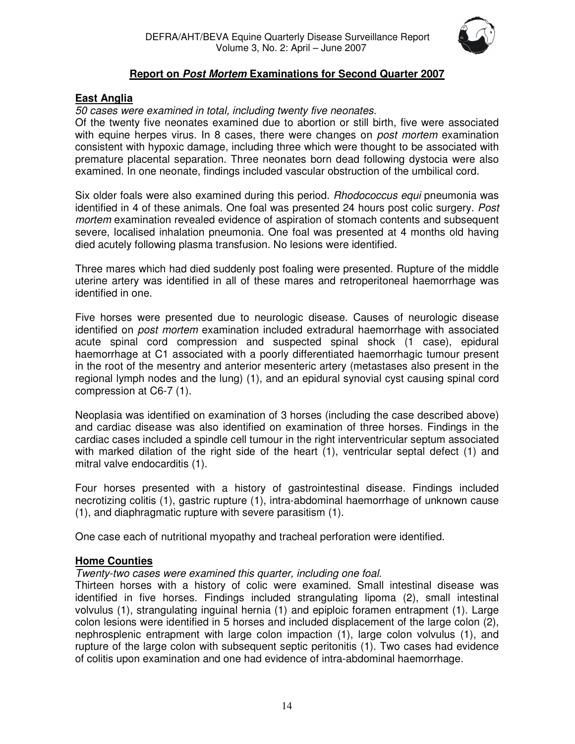## Report on *Post Mortem* Examinations for Second Quarter 2007

### East Anglia

*50 cases were examined in total, including twenty five neonates.*

Of the twenty five neonates examined due to abortion or still birth, five were associated with equine herpes virus. In 8 cases, there were changes on *post mortem* examination consistent with hypoxic damage, including three which were thought to be associated with premature placental separation. Three neonates born dead following dystocia were also examined. In one neonate, findings included vascular obstruction of the umbilical cord.

Six older foals were also examined during this period. *Rhodococcus equi* pneumonia was identified in 4 of these animals. One foal was presented 24 hours post colic surgery. *Post mortem* examination revealed evidence of aspiration of stomach contents and subsequent severe, localised inhalation pneumonia. One foal was presented at 4 months old having died acutely following plasma transfusion. No lesions were identified.

Three mares which had died suddenly post foaling were presented. Rupture of the middle uterine artery was identified in all of these mares and retroperitoneal haemorrhage was identified in one.

Five horses were presented due to neurologic disease. Causes of neurologic disease identified on *post mortem* examination included extradural haemorrhage with associated acute spinal cord compression and suspected spinal shock (1 case), epidural haemorrhage at C1 associated with a poorly differentiated haemorrhagic tumour present in the root of the mesentry and anterior mesenteric artery (metastases also present in the regional lymph nodes and the lung) (1), and an epidural synovial cyst causing spinal cord compression at C6-7 (1).

Neoplasia was identified on examination of 3 horses (including the case described above) and cardiac disease was also identified on examination of three horses. Findings in the cardiac cases included a spindle cell tumour in the right interventricular septum associated with marked dilation of the right side of the heart (1), ventricular septal defect (1) and mitral valve endocarditis (1).

Four horses presented with a history of gastrointestinal disease. Findings included necrotizing colitis (1), gastric rupture (1), intra-abdominal haemorrhage of unknown cause (1), and diaphragmatic rupture with severe parasitism (1).

One case each of nutritional myopathy and tracheal perforation were identified.

### Home Counties

*Twenty-two cases were examined this quarter, including one foal.*

Thirteen horses with a history of colic were examined. Small intestinal disease was identified in five horses. Findings included strangulating lipoma (2), small intestinal volvulus (1), strangulating inguinal hernia (1) and epiploic foramen entrapment (1). Large colon lesions were identified in 5 horses and included displacement of the large colon (2), nephrosplenic entrapment with large colon impaction (1), large colon volvulus (1), and rupture of the large colon with subsequent septic peritonitis (1). Two cases had evidence of colitis upon examination and one had evidence of intra-abdominal haemorrhage.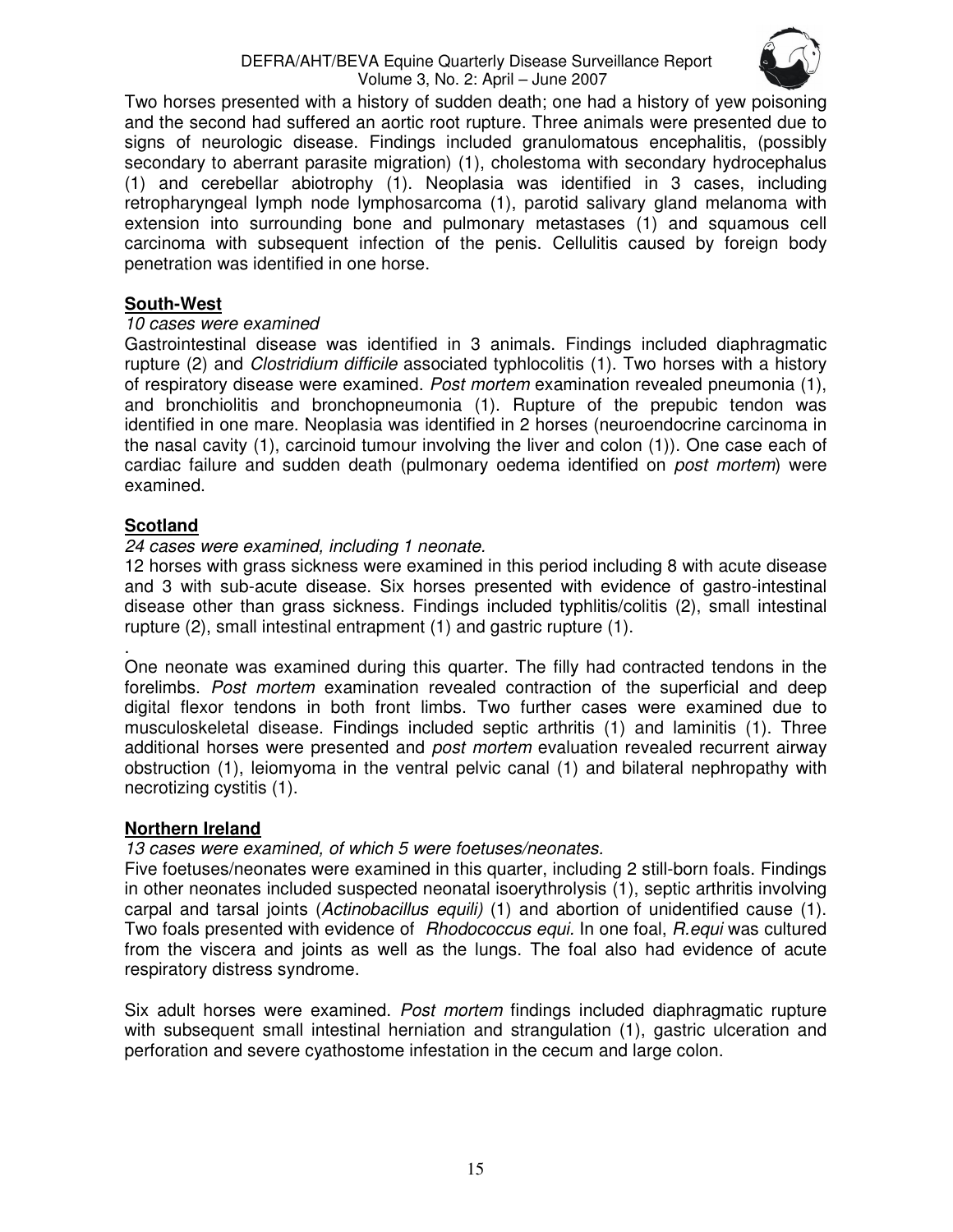Two horses presented with a history of sudden death; one had a history of yew poisoning and the second had suffered an aortic root rupture. Three animals were presented due to signs of neurologic disease. Findings included granulomatous encephalitis, (possibly secondary to aberrant parasite migration) (1), cholestoma with secondary hydrocephalus (1) and cerebellar abiotrophy (1). Neoplasia was identified in 3 cases, including retropharyngeal lymph node lymphosarcoma (1), parotid salivary gland melanoma with extension into surrounding bone and pulmonary metastases (1) and squamous cell carcinoma with subsequent infection of the penis. Cellulitis caused by foreign body penetration was identified in one horse.

## South-West

*10 cases were examined*

Gastrointestinal disease was identified in 3 animals. Findings included diaphragmatic rupture (2) and *Clostridium difficile* associated typhlocolitis (1). Two horses with a history of respiratory disease were examined. *Post mortem* examination revealed pneumonia (1), and bronchiolitis and bronchopneumonia (1). Rupture of the prepubic tendon was identified in one mare. Neoplasia was identified in 2 horses (neuroendocrine carcinoma in the nasal cavity (1), carcinoid tumour involving the liver and colon (1)). One case each of cardiac failure and sudden death (pulmonary oedema identified on *post mortem*) were examined.

## Scotland

*24 cases were examined, including 1 neonate.*

12 horses with grass sickness were examined in this period including 8 with acute disease and 3 with sub-acute disease. Six horses presented with evidence of gastro-intestinal disease other than grass sickness. Findings included typhlitis/colitis (2), small intestinal rupture (2), small intestinal entrapment (1) and gastric rupture (1).

.

One neonate was examined during this quarter. The filly had contracted tendons in the forelimbs. *Post mortem* examination revealed contraction of the superficial and deep digital flexor tendons in both front limbs. Two further cases were examined due to musculoskeletal disease. Findings included septic arthritis (1) and laminitis (1). Three additional horses were presented and *post mortem* evaluation revealed recurrent airway obstruction (1), leiomyoma in the ventral pelvic canal (1) and bilateral nephropathy with necrotizing cystitis (1).

## Northern Ireland

*13 cases were examined, of which 5 were foetuses/neonates.*

Five foetuses/neonates were examined in this quarter, including 2 still-born foals. Findings in other neonates included suspected neonatal isoerythrolysis (1), septic arthritis involving carpal and tarsal joints (*Actinobacillus equili)* (1) and abortion of unidentified cause (1). Two foals presented with evidence of *Rhodococcus equi.* In one foal, *R.equi* was cultured from the viscera and joints as well as the lungs. The foal also had evidence of acute respiratory distress syndrome.

Six adult horses were examined. *Post mortem* findings included diaphragmatic rupture with subsequent small intestinal herniation and strangulation (1), gastric ulceration and perforation and severe cyathostome infestation in the cecum and large colon.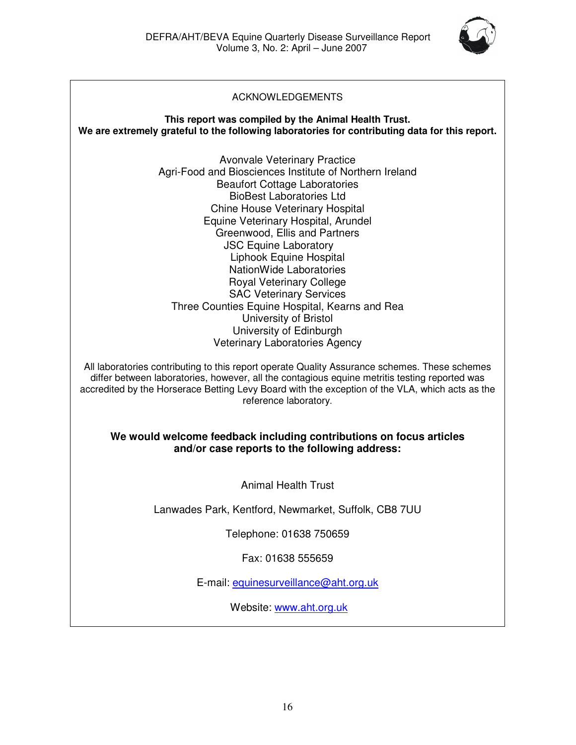## ACKNOWLEDGEMENTS

**This report was compiled by the Animal Health Trust.**
**We are extremely grateful to the following laboratories for contributing data for this report.**

Avonvale Veterinary Practice
Agri-Food and Biosciences Institute of Northern Ireland
Beaufort Cottage Laboratories
BioBest Laboratories Ltd
Chine House Veterinary Hospital
Equine Veterinary Hospital, Arundel
Greenwood, Ellis and Partners
JSC Equine Laboratory
Liphook Equine Hospital
NationWide Laboratories
Royal Veterinary College
SAC Veterinary Services
Three Counties Equine Hospital, Kearns and Rea
University of Bristol
University of Edinburgh
Veterinary Laboratories Agency

All laboratories contributing to this report operate Quality Assurance schemes. These schemes differ between laboratories, however, all the contagious equine metritis testing reported was accredited by the Horserace Betting Levy Board with the exception of the VLA, which acts as the reference laboratory.

**We would welcome feedback including contributions on focus articles and/or case reports to the following address:**

Animal Health Trust

Lanwades Park, Kentford, Newmarket, Suffolk, CB8 7UU

Telephone: 01638 750659

Fax: 01638 555659

E-mail: equinesurveillance@aht.org.uk

Website: www.aht.org.uk